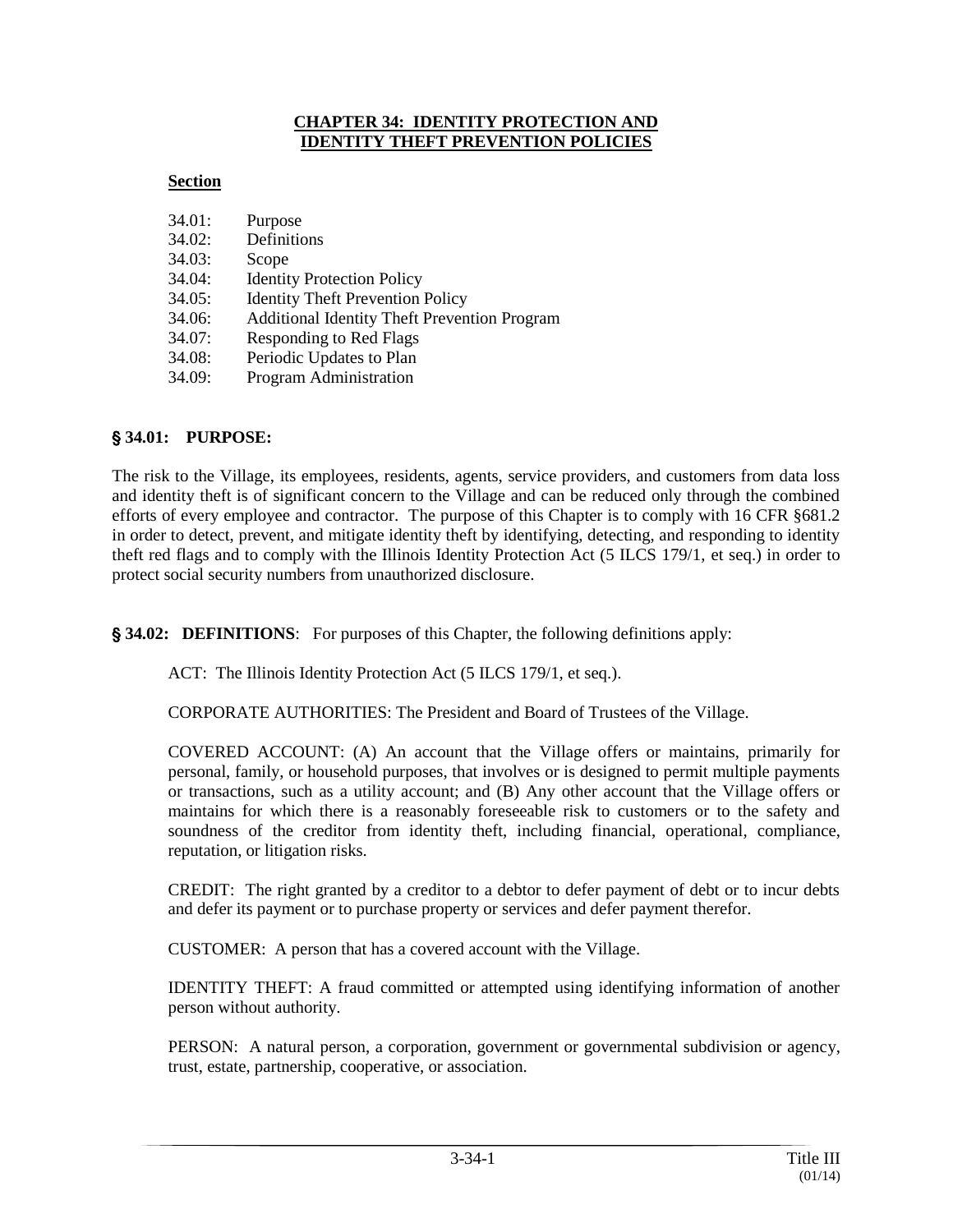# CHAPTER 34: IDENTITY PROTECTION AND IDENTITY THEFT PREVENTION POLICIES

**Section**

34.01: Purpose
34.02: Definitions
34.03: Scope
34.04: Identity Protection Policy
34.05: Identity Theft Prevention Policy
34.06: Additional Identity Theft Prevention Program
34.07: Responding to Red Flags
34.08: Periodic Updates to Plan
34.09: Program Administration

## § 34.01: PURPOSE:

The risk to the Village, its employees, residents, agents, service providers, and customers from data loss and identity theft is of significant concern to the Village and can be reduced only through the combined efforts of every employee and contractor. The purpose of this Chapter is to comply with 16 CFR §681.2 in order to detect, prevent, and mitigate identity theft by identifying, detecting, and responding to identity theft red flags and to comply with the Illinois Identity Protection Act (5 ILCS 179/1, et seq.) in order to protect social security numbers from unauthorized disclosure.

## § 34.02: DEFINITIONS: For purposes of this Chapter, the following definitions apply:

ACT: The Illinois Identity Protection Act (5 ILCS 179/1, et seq.).

CORPORATE AUTHORITIES: The President and Board of Trustees of the Village.

COVERED ACCOUNT: (A) An account that the Village offers or maintains, primarily for personal, family, or household purposes, that involves or is designed to permit multiple payments or transactions, such as a utility account; and (B) Any other account that the Village offers or maintains for which there is a reasonably foreseeable risk to customers or to the safety and soundness of the creditor from identity theft, including financial, operational, compliance, reputation, or litigation risks.

CREDIT: The right granted by a creditor to a debtor to defer payment of debt or to incur debts and defer its payment or to purchase property or services and defer payment therefor.

CUSTOMER: A person that has a covered account with the Village.

IDENTITY THEFT: A fraud committed or attempted using identifying information of another person without authority.

PERSON: A natural person, a corporation, government or governmental subdivision or agency, trust, estate, partnership, cooperative, or association.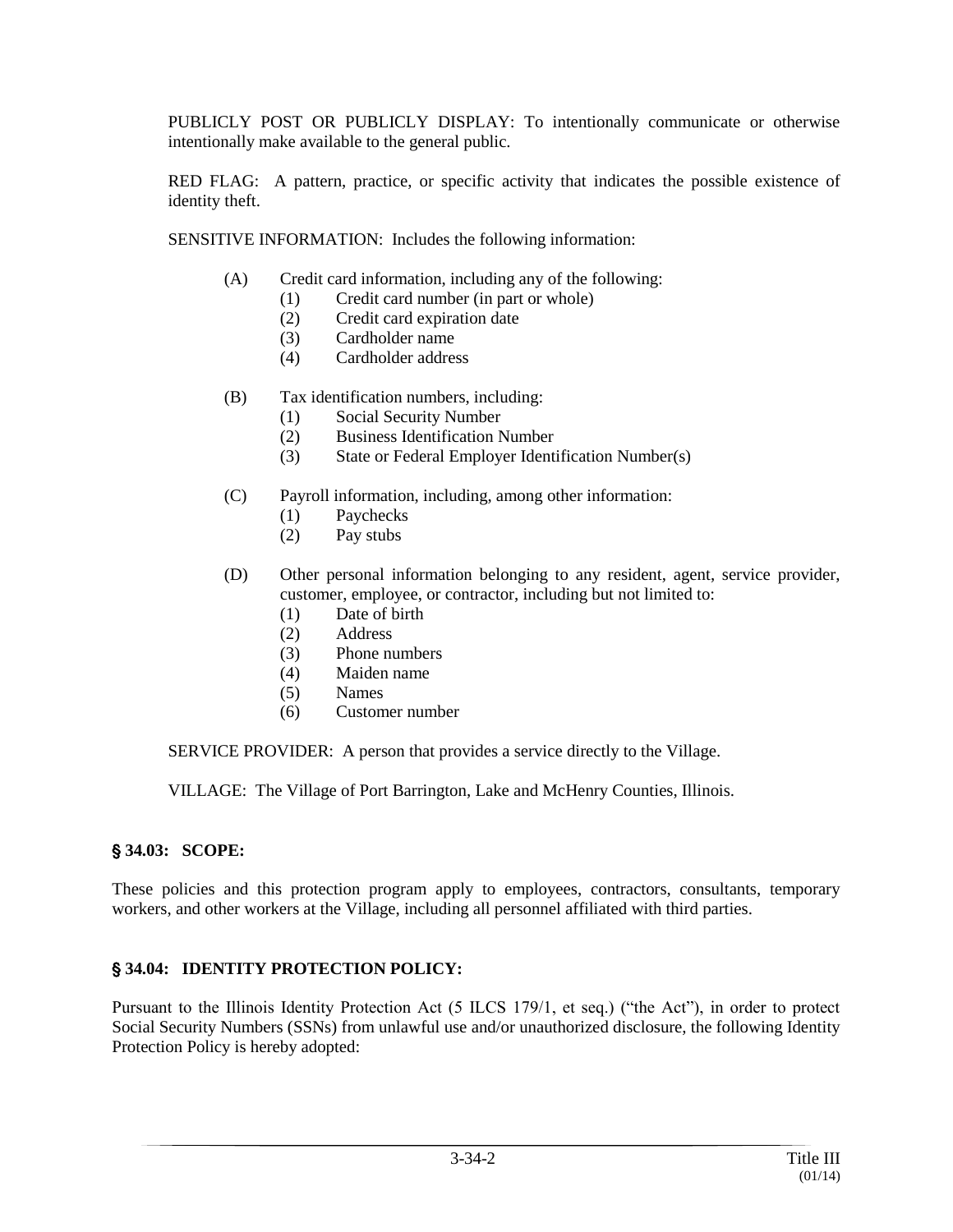PUBLICLY POST OR PUBLICLY DISPLAY: To intentionally communicate or otherwise intentionally make available to the general public.

RED FLAG: A pattern, practice, or specific activity that indicates the possible existence of identity theft.

SENSITIVE INFORMATION: Includes the following information:

(A) Credit card information, including any of the following:
   (1) Credit card number (in part or whole)
   (2) Credit card expiration date
   (3) Cardholder name
   (4) Cardholder address

(B) Tax identification numbers, including:
   (1) Social Security Number
   (2) Business Identification Number
   (3) State or Federal Employer Identification Number(s)

(C) Payroll information, including, among other information:
   (1) Paychecks
   (2) Pay stubs

(D) Other personal information belonging to any resident, agent, service provider, customer, employee, or contractor, including but not limited to:
   (1) Date of birth
   (2) Address
   (3) Phone numbers
   (4) Maiden name
   (5) Names
   (6) Customer number

SERVICE PROVIDER: A person that provides a service directly to the Village.

VILLAGE: The Village of Port Barrington, Lake and McHenry Counties, Illinois.

## § 34.03: SCOPE:

These policies and this protection program apply to employees, contractors, consultants, temporary workers, and other workers at the Village, including all personnel affiliated with third parties.

## § 34.04: IDENTITY PROTECTION POLICY:

Pursuant to the Illinois Identity Protection Act (5 ILCS 179/1, et seq.) ("the Act"), in order to protect Social Security Numbers (SSNs) from unlawful use and/or unauthorized disclosure, the following Identity Protection Policy is hereby adopted: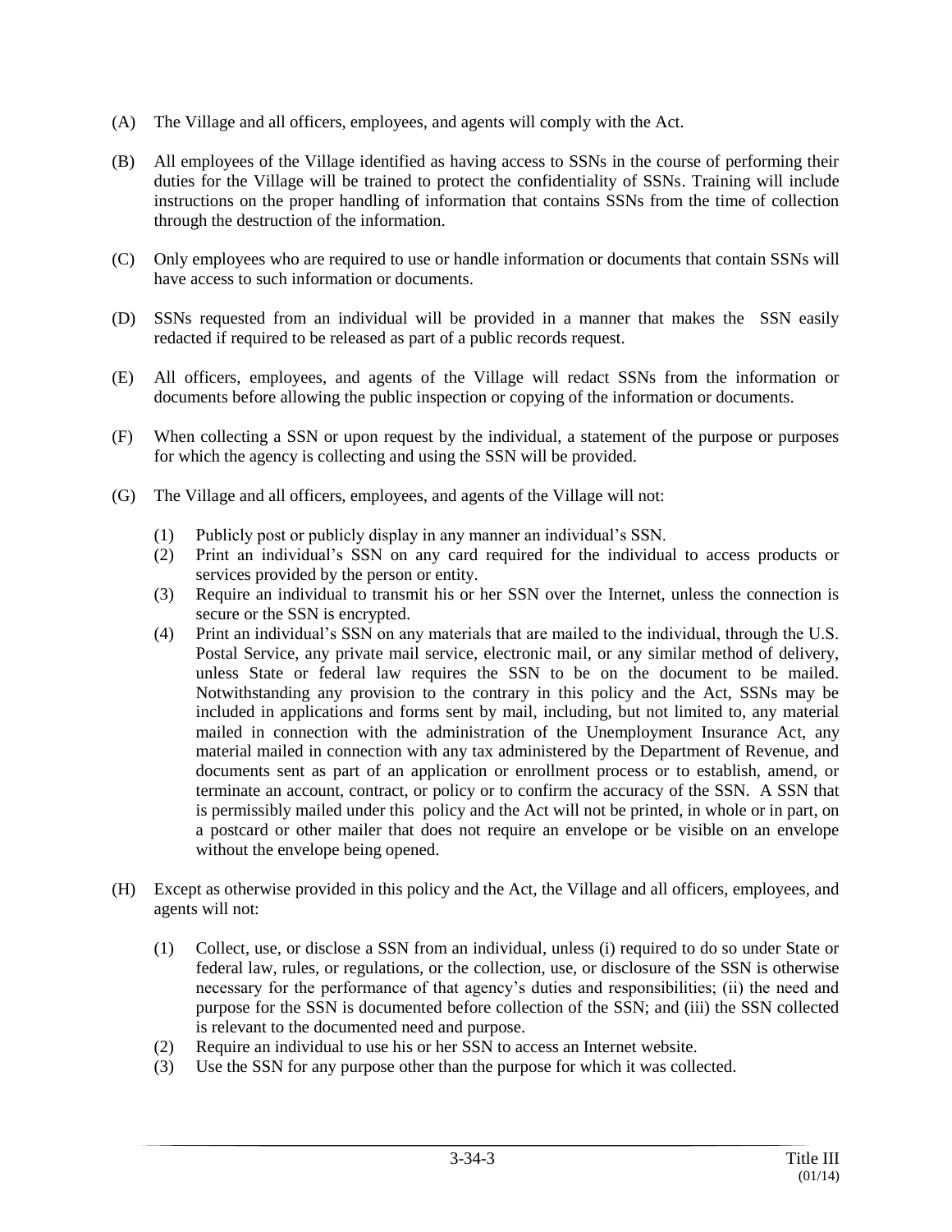(A) The Village and all officers, employees, and agents will comply with the Act.

(B) All employees of the Village identified as having access to SSNs in the course of performing their duties for the Village will be trained to protect the confidentiality of SSNs. Training will include instructions on the proper handling of information that contains SSNs from the time of collection through the destruction of the information.

(C) Only employees who are required to use or handle information or documents that contain SSNs will have access to such information or documents.

(D) SSNs requested from an individual will be provided in a manner that makes the SSN easily redacted if required to be released as part of a public records request.

(E) All officers, employees, and agents of the Village will redact SSNs from the information or documents before allowing the public inspection or copying of the information or documents.

(F) When collecting a SSN or upon request by the individual, a statement of the purpose or purposes for which the agency is collecting and using the SSN will be provided.

(G) The Village and all officers, employees, and agents of the Village will not:

- (1) Publicly post or publicly display in any manner an individual's SSN.
- (2) Print an individual's SSN on any card required for the individual to access products or services provided by the person or entity.
- (3) Require an individual to transmit his or her SSN over the Internet, unless the connection is secure or the SSN is encrypted.
- (4) Print an individual's SSN on any materials that are mailed to the individual, through the U.S. Postal Service, any private mail service, electronic mail, or any similar method of delivery, unless State or federal law requires the SSN to be on the document to be mailed. Notwithstanding any provision to the contrary in this policy and the Act, SSNs may be included in applications and forms sent by mail, including, but not limited to, any material mailed in connection with the administration of the Unemployment Insurance Act, any material mailed in connection with any tax administered by the Department of Revenue, and documents sent as part of an application or enrollment process or to establish, amend, or terminate an account, contract, or policy or to confirm the accuracy of the SSN. A SSN that is permissibly mailed under this policy and the Act will not be printed, in whole or in part, on a postcard or other mailer that does not require an envelope or be visible on an envelope without the envelope being opened.

(H) Except as otherwise provided in this policy and the Act, the Village and all officers, employees, and agents will not:

- (1) Collect, use, or disclose a SSN from an individual, unless (i) required to do so under State or federal law, rules, or regulations, or the collection, use, or disclosure of the SSN is otherwise necessary for the performance of that agency's duties and responsibilities; (ii) the need and purpose for the SSN is documented before collection of the SSN; and (iii) the SSN collected is relevant to the documented need and purpose.
- (2) Require an individual to use his or her SSN to access an Internet website.
- (3) Use the SSN for any purpose other than the purpose for which it was collected.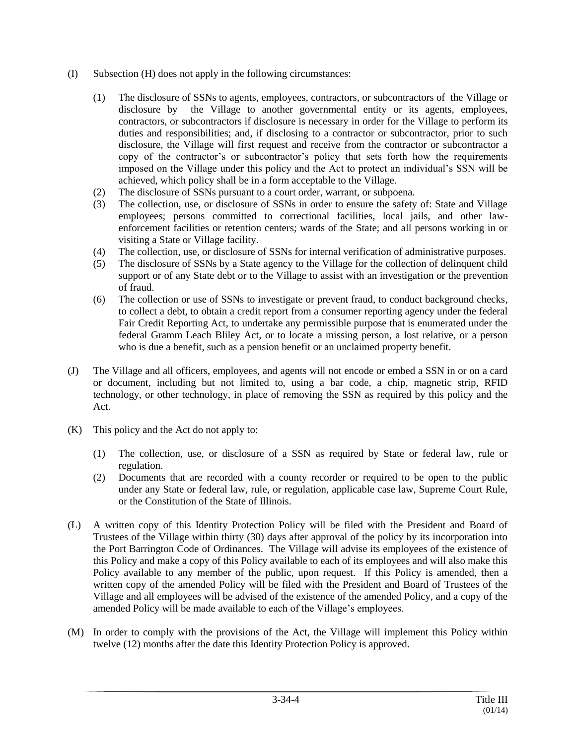(I) Subsection (H) does not apply in the following circumstances:

(1) The disclosure of SSNs to agents, employees, contractors, or subcontractors of the Village or disclosure by the Village to another governmental entity or its agents, employees, contractors, or subcontractors if disclosure is necessary in order for the Village to perform its duties and responsibilities; and, if disclosing to a contractor or subcontractor, prior to such disclosure, the Village will first request and receive from the contractor or subcontractor a copy of the contractor's or subcontractor's policy that sets forth how the requirements imposed on the Village under this policy and the Act to protect an individual's SSN will be achieved, which policy shall be in a form acceptable to the Village.

(2) The disclosure of SSNs pursuant to a court order, warrant, or subpoena.

(3) The collection, use, or disclosure of SSNs in order to ensure the safety of: State and Village employees; persons committed to correctional facilities, local jails, and other law-enforcement facilities or retention centers; wards of the State; and all persons working in or visiting a State or Village facility.

(4) The collection, use, or disclosure of SSNs for internal verification of administrative purposes.

(5) The disclosure of SSNs by a State agency to the Village for the collection of delinquent child support or of any State debt or to the Village to assist with an investigation or the prevention of fraud.

(6) The collection or use of SSNs to investigate or prevent fraud, to conduct background checks, to collect a debt, to obtain a credit report from a consumer reporting agency under the federal Fair Credit Reporting Act, to undertake any permissible purpose that is enumerated under the federal Gramm Leach Bliley Act, or to locate a missing person, a lost relative, or a person who is due a benefit, such as a pension benefit or an unclaimed property benefit.

(J) The Village and all officers, employees, and agents will not encode or embed a SSN in or on a card or document, including but not limited to, using a bar code, a chip, magnetic strip, RFID technology, or other technology, in place of removing the SSN as required by this policy and the Act.

(K) This policy and the Act do not apply to:

(1) The collection, use, or disclosure of a SSN as required by State or federal law, rule or regulation.

(2) Documents that are recorded with a county recorder or required to be open to the public under any State or federal law, rule, or regulation, applicable case law, Supreme Court Rule, or the Constitution of the State of Illinois.

(L) A written copy of this Identity Protection Policy will be filed with the President and Board of Trustees of the Village within thirty (30) days after approval of the policy by its incorporation into the Port Barrington Code of Ordinances. The Village will advise its employees of the existence of this Policy and make a copy of this Policy available to each of its employees and will also make this Policy available to any member of the public, upon request. If this Policy is amended, then a written copy of the amended Policy will be filed with the President and Board of Trustees of the Village and all employees will be advised of the existence of the amended Policy, and a copy of the amended Policy will be made available to each of the Village's employees.

(M) In order to comply with the provisions of the Act, the Village will implement this Policy within twelve (12) months after the date this Identity Protection Policy is approved.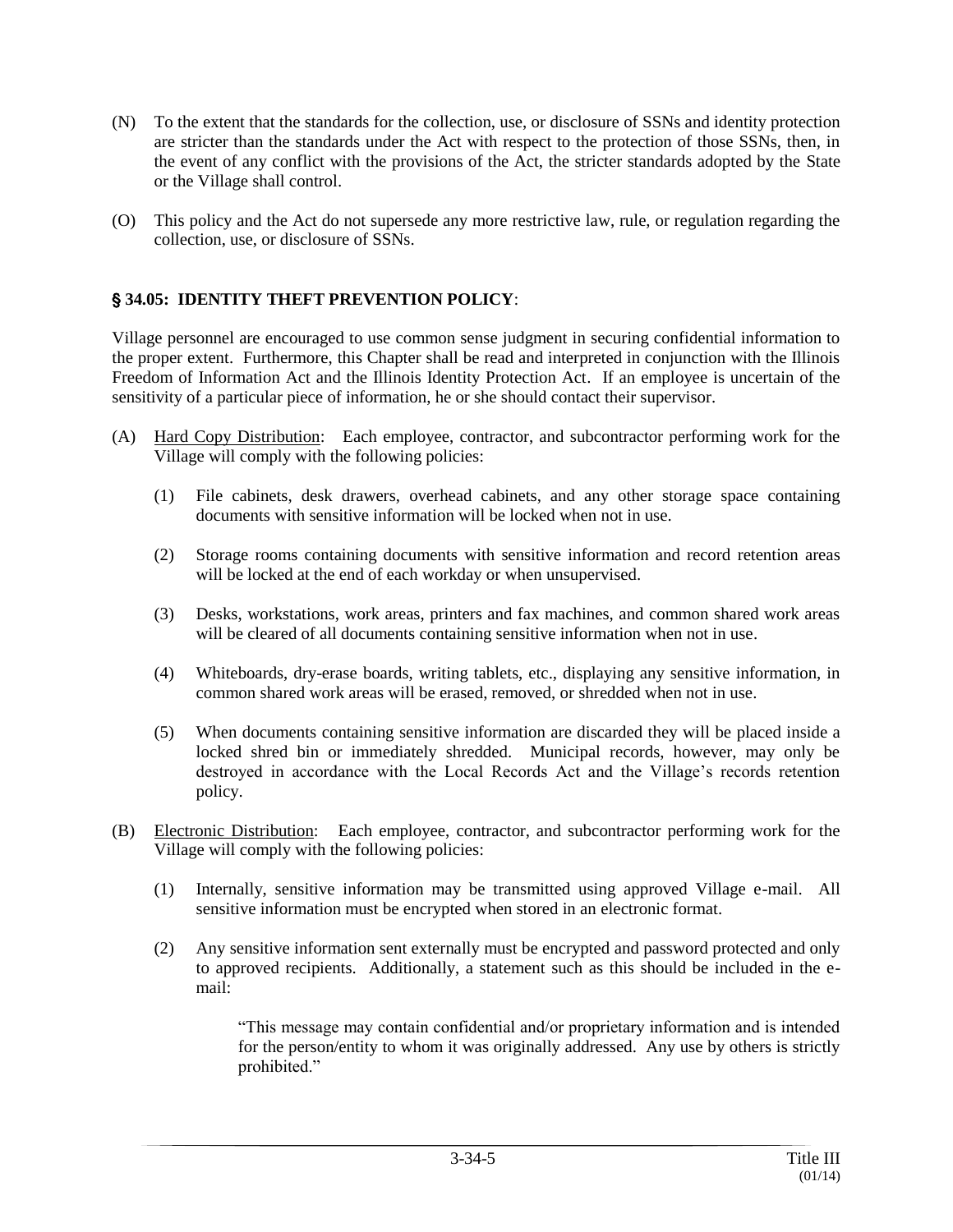(N) To the extent that the standards for the collection, use, or disclosure of SSNs and identity protection are stricter than the standards under the Act with respect to the protection of those SSNs, then, in the event of any conflict with the provisions of the Act, the stricter standards adopted by the State or the Village shall control.

(O) This policy and the Act do not supersede any more restrictive law, rule, or regulation regarding the collection, use, or disclosure of SSNs.

## § 34.05: IDENTITY THEFT PREVENTION POLICY:

Village personnel are encouraged to use common sense judgment in securing confidential information to the proper extent. Furthermore, this Chapter shall be read and interpreted in conjunction with the Illinois Freedom of Information Act and the Illinois Identity Protection Act. If an employee is uncertain of the sensitivity of a particular piece of information, he or she should contact their supervisor.

(A) Hard Copy Distribution: Each employee, contractor, and subcontractor performing work for the Village will comply with the following policies:

(1) File cabinets, desk drawers, overhead cabinets, and any other storage space containing documents with sensitive information will be locked when not in use.

(2) Storage rooms containing documents with sensitive information and record retention areas will be locked at the end of each workday or when unsupervised.

(3) Desks, workstations, work areas, printers and fax machines, and common shared work areas will be cleared of all documents containing sensitive information when not in use.

(4) Whiteboards, dry-erase boards, writing tablets, etc., displaying any sensitive information, in common shared work areas will be erased, removed, or shredded when not in use.

(5) When documents containing sensitive information are discarded they will be placed inside a locked shred bin or immediately shredded. Municipal records, however, may only be destroyed in accordance with the Local Records Act and the Village's records retention policy.

(B) Electronic Distribution: Each employee, contractor, and subcontractor performing work for the Village will comply with the following policies:

(1) Internally, sensitive information may be transmitted using approved Village e-mail. All sensitive information must be encrypted when stored in an electronic format.

(2) Any sensitive information sent externally must be encrypted and password protected and only to approved recipients. Additionally, a statement such as this should be included in the e-mail:

> "This message may contain confidential and/or proprietary information and is intended for the person/entity to whom it was originally addressed. Any use by others is strictly prohibited."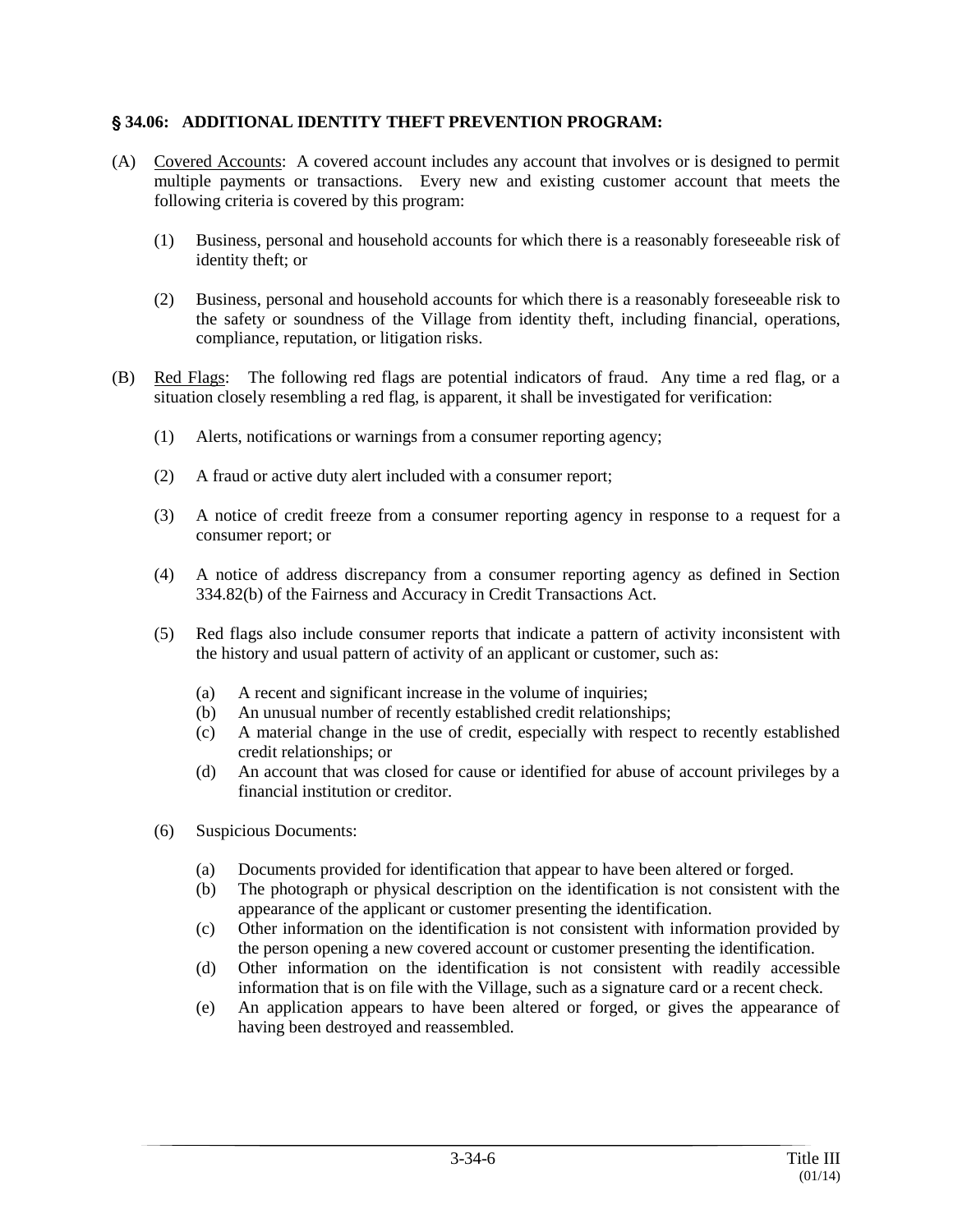## § 34.06: ADDITIONAL IDENTITY THEFT PREVENTION PROGRAM:

(A) Covered Accounts: A covered account includes any account that involves or is designed to permit multiple payments or transactions. Every new and existing customer account that meets the following criteria is covered by this program:

  (1) Business, personal and household accounts for which there is a reasonably foreseeable risk of identity theft; or

  (2) Business, personal and household accounts for which there is a reasonably foreseeable risk to the safety or soundness of the Village from identity theft, including financial, operations, compliance, reputation, or litigation risks.

(B) Red Flags: The following red flags are potential indicators of fraud. Any time a red flag, or a situation closely resembling a red flag, is apparent, it shall be investigated for verification:

  (1) Alerts, notifications or warnings from a consumer reporting agency;

  (2) A fraud or active duty alert included with a consumer report;

  (3) A notice of credit freeze from a consumer reporting agency in response to a request for a consumer report; or

  (4) A notice of address discrepancy from a consumer reporting agency as defined in Section 334.82(b) of the Fairness and Accuracy in Credit Transactions Act.

  (5) Red flags also include consumer reports that indicate a pattern of activity inconsistent with the history and usual pattern of activity of an applicant or customer, such as:

    (a) A recent and significant increase in the volume of inquiries;
    (b) An unusual number of recently established credit relationships;
    (c) A material change in the use of credit, especially with respect to recently established credit relationships; or
    (d) An account that was closed for cause or identified for abuse of account privileges by a financial institution or creditor.

  (6) Suspicious Documents:

    (a) Documents provided for identification that appear to have been altered or forged.
    (b) The photograph or physical description on the identification is not consistent with the appearance of the applicant or customer presenting the identification.
    (c) Other information on the identification is not consistent with information provided by the person opening a new covered account or customer presenting the identification.
    (d) Other information on the identification is not consistent with readily accessible information that is on file with the Village, such as a signature card or a recent check.
    (e) An application appears to have been altered or forged, or gives the appearance of having been destroyed and reassembled.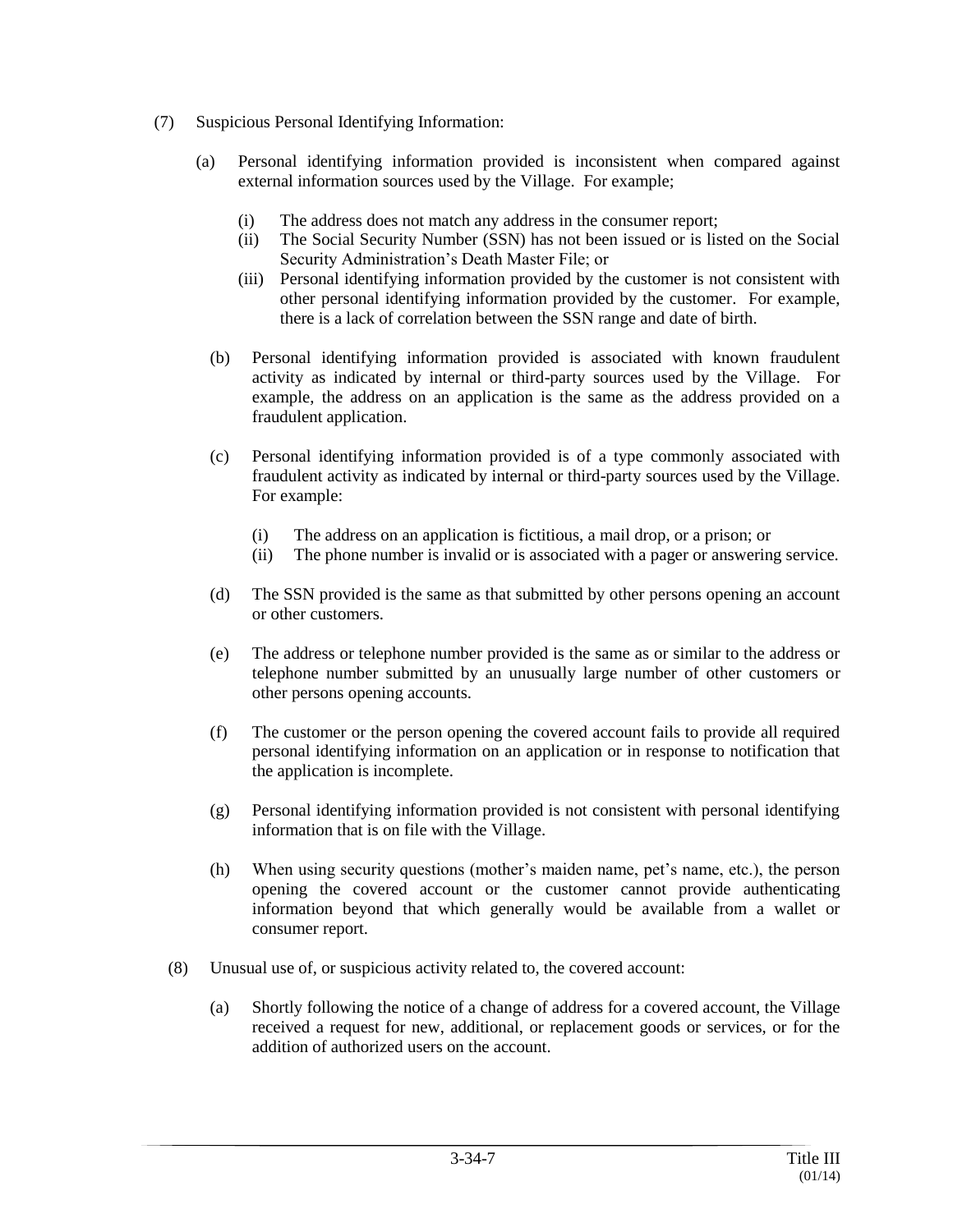(7) Suspicious Personal Identifying Information:

(a) Personal identifying information provided is inconsistent when compared against external information sources used by the Village. For example;

(i) The address does not match any address in the consumer report;
(ii) The Social Security Number (SSN) has not been issued or is listed on the Social Security Administration's Death Master File; or
(iii) Personal identifying information provided by the customer is not consistent with other personal identifying information provided by the customer. For example, there is a lack of correlation between the SSN range and date of birth.

(b) Personal identifying information provided is associated with known fraudulent activity as indicated by internal or third-party sources used by the Village. For example, the address on an application is the same as the address provided on a fraudulent application.

(c) Personal identifying information provided is of a type commonly associated with fraudulent activity as indicated by internal or third-party sources used by the Village. For example:

(i) The address on an application is fictitious, a mail drop, or a prison; or
(ii) The phone number is invalid or is associated with a pager or answering service.

(d) The SSN provided is the same as that submitted by other persons opening an account or other customers.

(e) The address or telephone number provided is the same as or similar to the address or telephone number submitted by an unusually large number of other customers or other persons opening accounts.

(f) The customer or the person opening the covered account fails to provide all required personal identifying information on an application or in response to notification that the application is incomplete.

(g) Personal identifying information provided is not consistent with personal identifying information that is on file with the Village.

(h) When using security questions (mother's maiden name, pet's name, etc.), the person opening the covered account or the customer cannot provide authenticating information beyond that which generally would be available from a wallet or consumer report.

(8) Unusual use of, or suspicious activity related to, the covered account:

(a) Shortly following the notice of a change of address for a covered account, the Village received a request for new, additional, or replacement goods or services, or for the addition of authorized users on the account.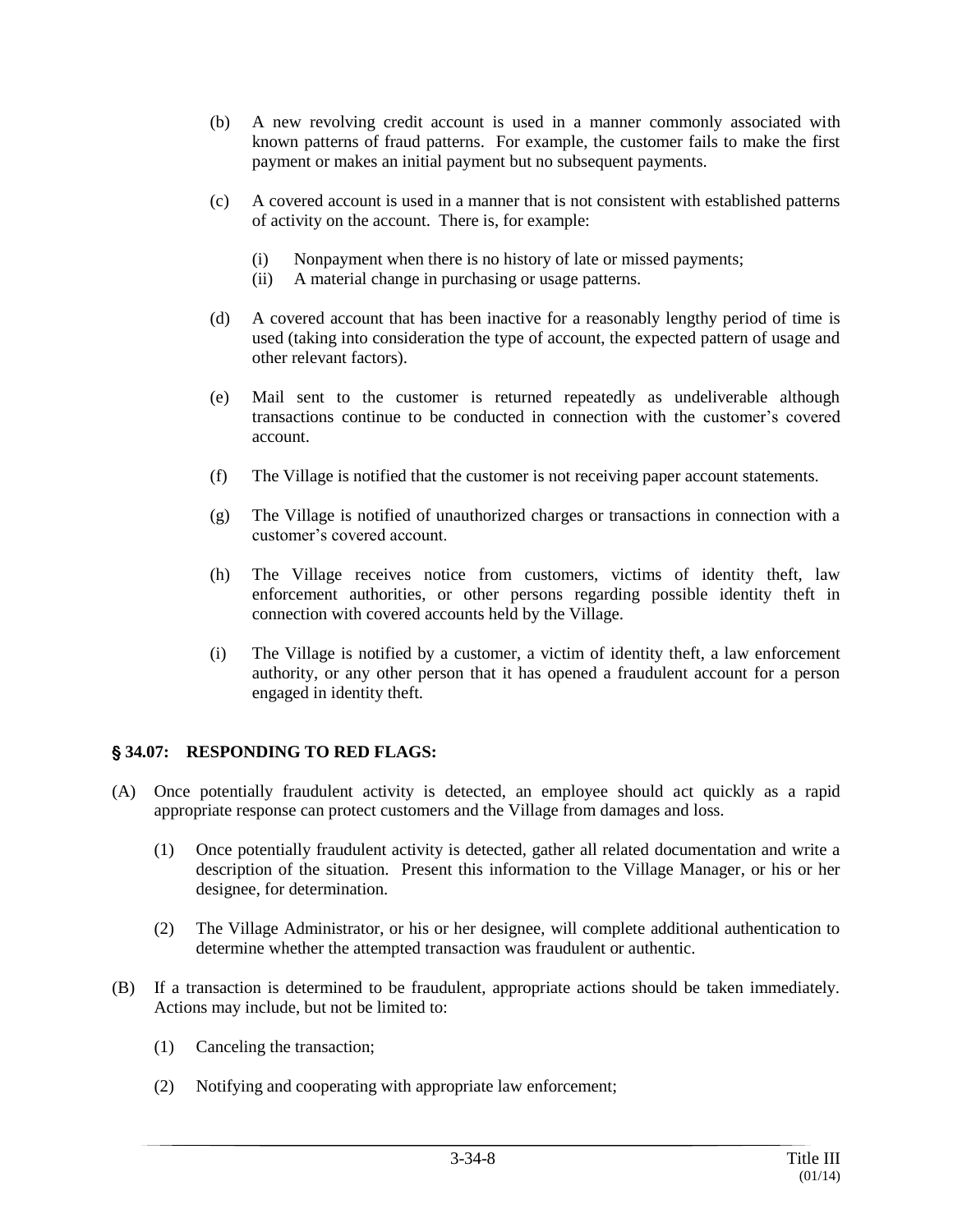(b) A new revolving credit account is used in a manner commonly associated with known patterns of fraud patterns. For example, the customer fails to make the first payment or makes an initial payment but no subsequent payments.

(c) A covered account is used in a manner that is not consistent with established patterns of activity on the account. There is, for example:

  (i) Nonpayment when there is no history of late or missed payments;
  (ii) A material change in purchasing or usage patterns.

(d) A covered account that has been inactive for a reasonably lengthy period of time is used (taking into consideration the type of account, the expected pattern of usage and other relevant factors).

(e) Mail sent to the customer is returned repeatedly as undeliverable although transactions continue to be conducted in connection with the customer's covered account.

(f) The Village is notified that the customer is not receiving paper account statements.

(g) The Village is notified of unauthorized charges or transactions in connection with a customer's covered account.

(h) The Village receives notice from customers, victims of identity theft, law enforcement authorities, or other persons regarding possible identity theft in connection with covered accounts held by the Village.

(i) The Village is notified by a customer, a victim of identity theft, a law enforcement authority, or any other person that it has opened a fraudulent account for a person engaged in identity theft.

## § 34.07: RESPONDING TO RED FLAGS:

(A) Once potentially fraudulent activity is detected, an employee should act quickly as a rapid appropriate response can protect customers and the Village from damages and loss.

  (1) Once potentially fraudulent activity is detected, gather all related documentation and write a description of the situation. Present this information to the Village Manager, or his or her designee, for determination.

  (2) The Village Administrator, or his or her designee, will complete additional authentication to determine whether the attempted transaction was fraudulent or authentic.

(B) If a transaction is determined to be fraudulent, appropriate actions should be taken immediately. Actions may include, but not be limited to:

  (1) Canceling the transaction;

  (2) Notifying and cooperating with appropriate law enforcement;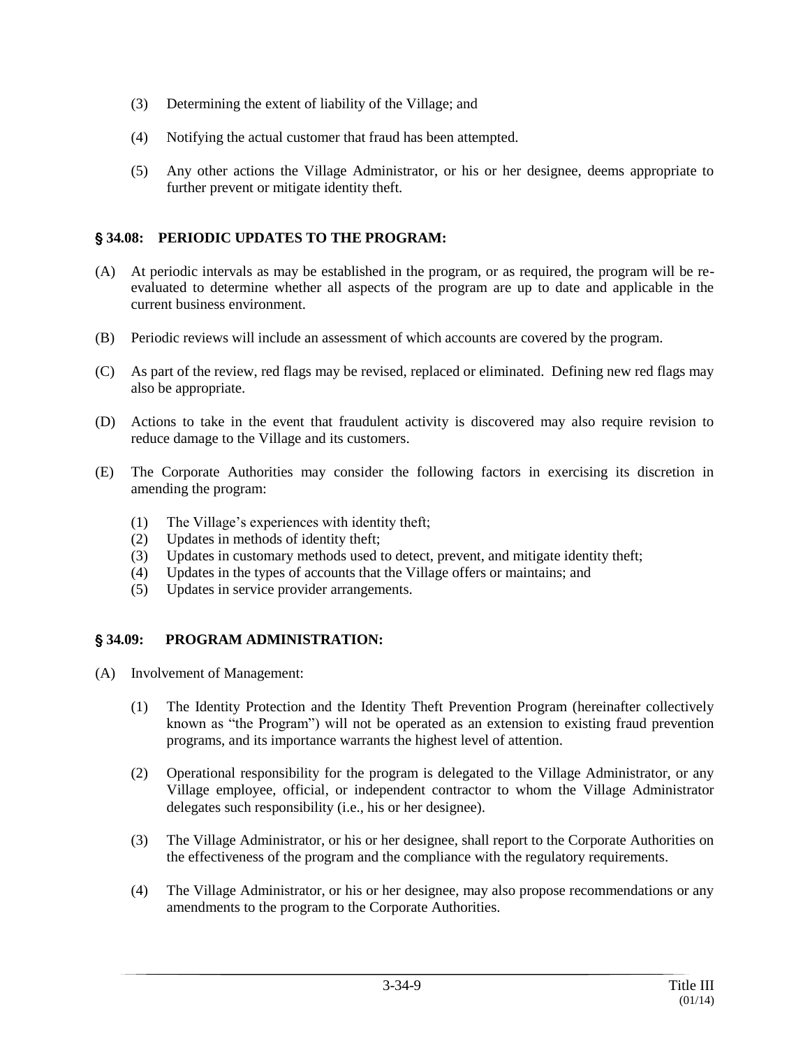(3) Determining the extent of liability of the Village; and

(4) Notifying the actual customer that fraud has been attempted.

(5) Any other actions the Village Administrator, or his or her designee, deems appropriate to further prevent or mitigate identity theft.

## § 34.08: PERIODIC UPDATES TO THE PROGRAM:

(A) At periodic intervals as may be established in the program, or as required, the program will be re-evaluated to determine whether all aspects of the program are up to date and applicable in the current business environment.

(B) Periodic reviews will include an assessment of which accounts are covered by the program.

(C) As part of the review, red flags may be revised, replaced or eliminated. Defining new red flags may also be appropriate.

(D) Actions to take in the event that fraudulent activity is discovered may also require revision to reduce damage to the Village and its customers.

(E) The Corporate Authorities may consider the following factors in exercising its discretion in amending the program:

(1) The Village's experiences with identity theft;
(2) Updates in methods of identity theft;
(3) Updates in customary methods used to detect, prevent, and mitigate identity theft;
(4) Updates in the types of accounts that the Village offers or maintains; and
(5) Updates in service provider arrangements.

## § 34.09: PROGRAM ADMINISTRATION:

(A) Involvement of Management:

(1) The Identity Protection and the Identity Theft Prevention Program (hereinafter collectively known as "the Program") will not be operated as an extension to existing fraud prevention programs, and its importance warrants the highest level of attention.

(2) Operational responsibility for the program is delegated to the Village Administrator, or any Village employee, official, or independent contractor to whom the Village Administrator delegates such responsibility (i.e., his or her designee).

(3) The Village Administrator, or his or her designee, shall report to the Corporate Authorities on the effectiveness of the program and the compliance with the regulatory requirements.

(4) The Village Administrator, or his or her designee, may also propose recommendations or any amendments to the program to the Corporate Authorities.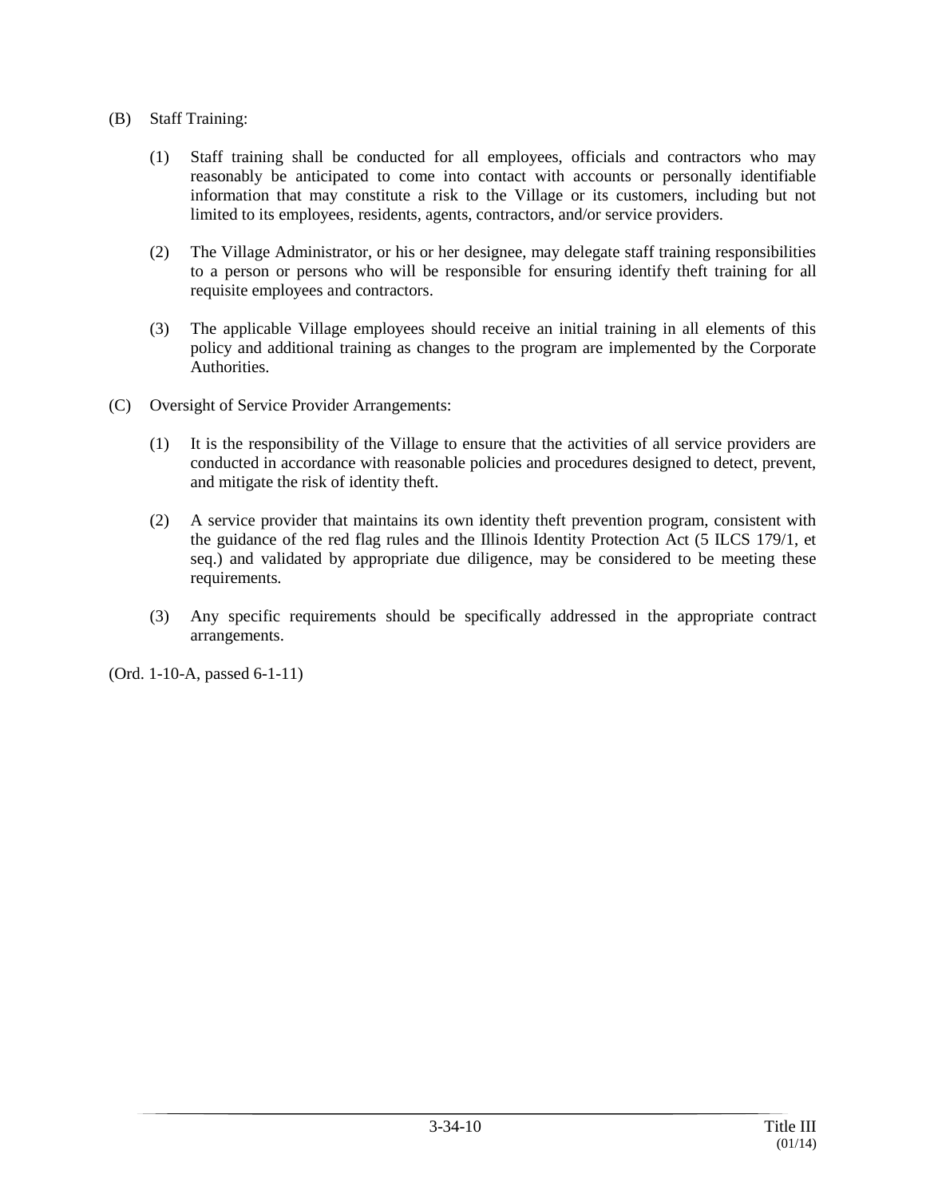(B) Staff Training:

(1) Staff training shall be conducted for all employees, officials and contractors who may reasonably be anticipated to come into contact with accounts or personally identifiable information that may constitute a risk to the Village or its customers, including but not limited to its employees, residents, agents, contractors, and/or service providers.

(2) The Village Administrator, or his or her designee, may delegate staff training responsibilities to a person or persons who will be responsible for ensuring identify theft training for all requisite employees and contractors.

(3) The applicable Village employees should receive an initial training in all elements of this policy and additional training as changes to the program are implemented by the Corporate Authorities.

(C) Oversight of Service Provider Arrangements:

(1) It is the responsibility of the Village to ensure that the activities of all service providers are conducted in accordance with reasonable policies and procedures designed to detect, prevent, and mitigate the risk of identity theft.

(2) A service provider that maintains its own identity theft prevention program, consistent with the guidance of the red flag rules and the Illinois Identity Protection Act (5 ILCS 179/1, et seq.) and validated by appropriate due diligence, may be considered to be meeting these requirements.

(3) Any specific requirements should be specifically addressed in the appropriate contract arrangements.

(Ord. 1-10-A, passed 6-1-11)